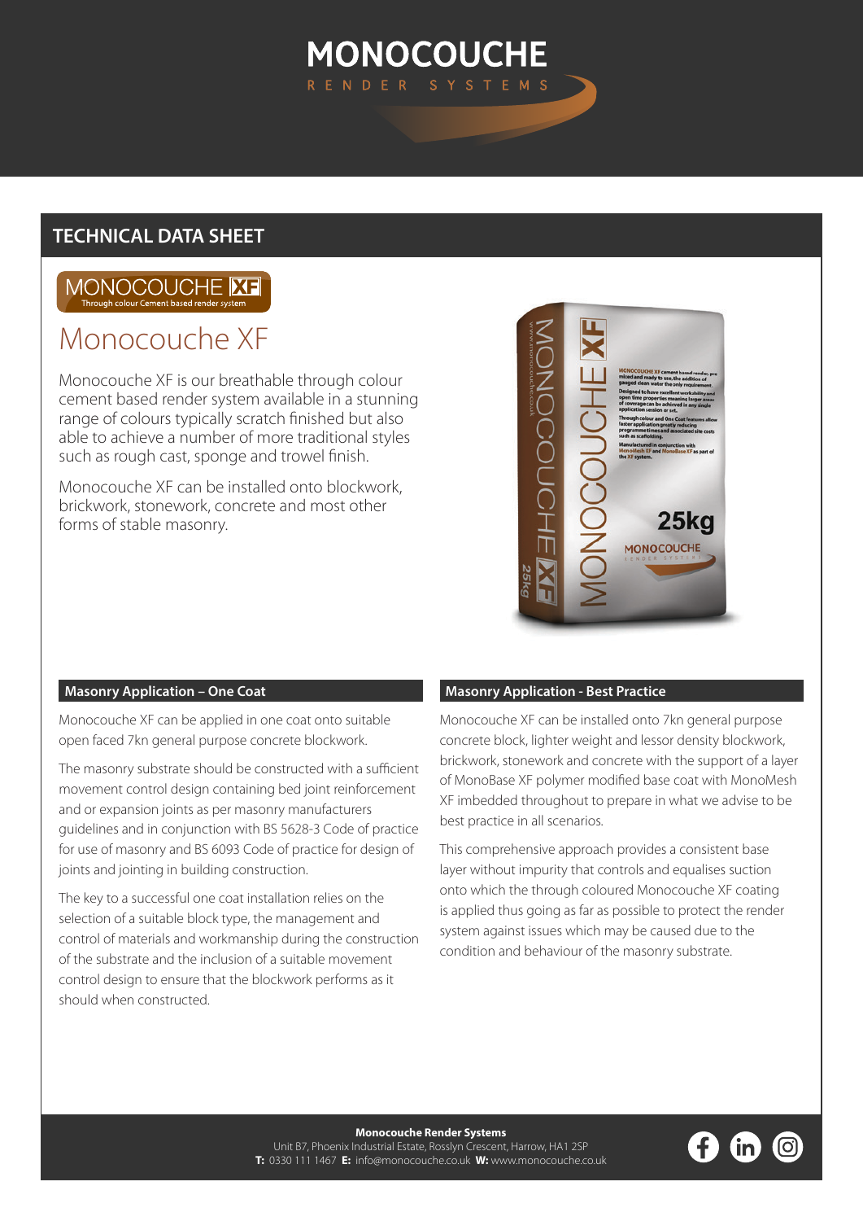# MONOCOUCHE

RENDER SYSTEMS

## TECHNICAL DATA SHEET

MONOCOUCHE XF
Through colour Cement based render system

# Monocouche XF

Monocouche XF is our breathable through colour cement based render system available in a stunning range of colours typically scratch finished but also able to achieve a number of more traditional styles such as rough cast, sponge and trowel finish.

Monocouche XF can be installed onto blockwork, brickwork, stonework, concrete and most other forms of stable masonry.

### Masonry Application – One Coat

Monocouche XF can be applied in one coat onto suitable open faced 7kn general purpose concrete blockwork.

The masonry substrate should be constructed with a sufficient movement control design containing bed joint reinforcement and or expansion joints as per masonry manufacturers guidelines and in conjunction with BS 5628-3 Code of practice for use of masonry and BS 6093 Code of practice for design of joints and jointing in building construction.

The key to a successful one coat installation relies on the selection of a suitable block type, the management and control of materials and workmanship during the construction of the substrate and the inclusion of a suitable movement control design to ensure that the blockwork performs as it should when constructed.

### Masonry Application - Best Practice

Monocouche XF can be installed onto 7kn general purpose concrete block, lighter weight and lessor density blockwork, brickwork, stonework and concrete with the support of a layer of MonoBase XF polymer modified base coat with MonoMesh XF imbedded throughout to prepare in what we advise to be best practice in all scenarios.

This comprehensive approach provides a consistent base layer without impurity that controls and equalises suction onto which the through coloured Monocouche XF coating is applied thus going as far as possible to protect the render system against issues which may be caused due to the condition and behaviour of the masonry substrate.

**Monocouche Render Systems**
Unit B7, Phoenix Industrial Estate, Rosslyn Crescent, Harrow, HA1 2SP
**T:** 0330 111 1467 **E:** info@monocouche.co.uk **W:** www.monocouche.co.uk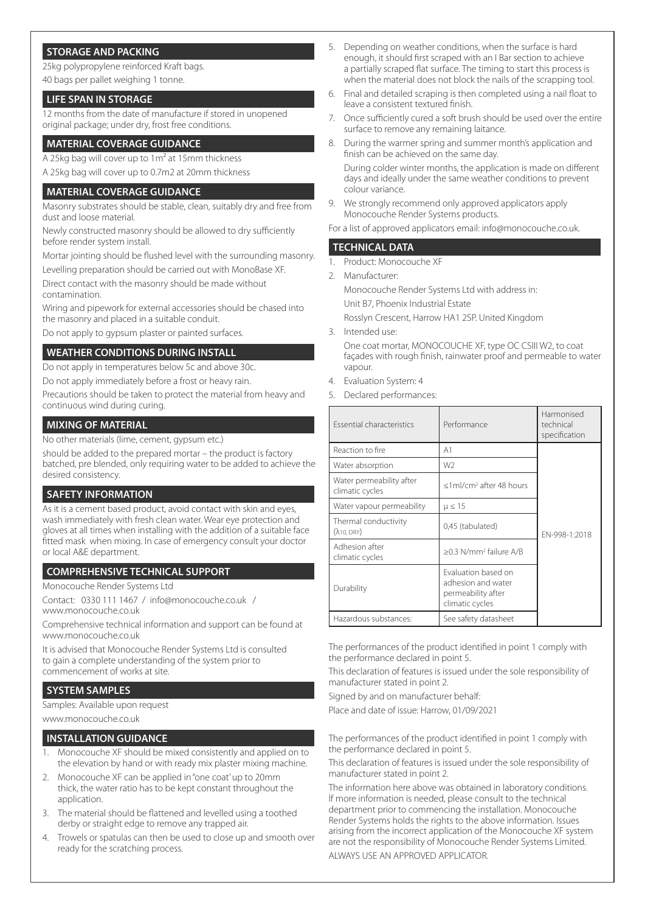## STORAGE AND PACKING

25kg polypropylene reinforced Kraft bags.

40 bags per pallet weighing 1 tonne.

## LIFE SPAN IN STORAGE

12 months from the date of manufacture if stored in unopened original package; under dry, frost free conditions.

## MATERIAL COVERAGE GUIDANCE

A 25kg bag will cover up to 1m² at 15mm thickness

A 25kg bag will cover up to 0.7m2 at 20mm thickness

## MATERIAL COVERAGE GUIDANCE

Masonry substrates should be stable, clean, suitably dry and free from dust and loose material.

Newly constructed masonry should be allowed to dry sufficiently before render system install.

Mortar jointing should be flushed level with the surrounding masonry.

Levelling preparation should be carried out with MonoBase XF.

Direct contact with the masonry should be made without contamination.

Wiring and pipework for external accessories should be chased into the masonry and placed in a suitable conduit.

Do not apply to gypsum plaster or painted surfaces.

## WEATHER CONDITIONS DURING INSTALL

Do not apply in temperatures below 5c and above 30c.

Do not apply immediately before a frost or heavy rain.

Precautions should be taken to protect the material from heavy and continuous wind during curing.

## MIXING OF MATERIAL

No other materials (lime, cement, gypsum etc.)

should be added to the prepared mortar – the product is factory batched, pre blended, only requiring water to be added to achieve the desired consistency.

## SAFETY INFORMATION

As it is a cement based product, avoid contact with skin and eyes, wash immediately with fresh clean water. Wear eye protection and gloves at all times when installing with the addition of a suitable face fitted mask when mixing. In case of emergency consult your doctor or local A&E department.

## COMPREHENSIVE TECHNICAL SUPPORT

Monocouche Render Systems Ltd

Contact: 0330 111 1467 / info@monocouche.co.uk / www.monocouche.co.uk

Comprehensive technical information and support can be found at www.monocouche.co.uk

It is advised that Monocouche Render Systems Ltd is consulted to gain a complete understanding of the system prior to commencement of works at site.

## SYSTEM SAMPLES

Samples: Available upon request

www.monocouche.co.uk

## INSTALLATION GUIDANCE

1. Monocouche XF should be mixed consistently and applied on to the elevation by hand or with ready mix plaster mixing machine.
2. Monocouche XF can be applied in "one coat' up to 20mm thick, the water ratio has to be kept constant throughout the application.
3. The material should be flattened and levelled using a toothed derby or straight edge to remove any trapped air.
4. Trowels or spatulas can then be used to close up and smooth over ready for the scratching process.
5. Depending on weather conditions, when the surface is hard enough, it should first scraped with an I Bar section to achieve a partially scraped flat surface. The timing to start this process is when the material does not block the nails of the scrapping tool.
6. Final and detailed scraping is then completed using a nail float to leave a consistent textured finish.
7. Once sufficiently cured a soft brush should be used over the entire surface to remove any remaining laitance.
8. During the warmer spring and summer month's application and finish can be achieved on the same day.

   During colder winter months, the application is made on different days and ideally under the same weather conditions to prevent colour variance.
9. We strongly recommend only approved applicators apply Monocouche Render Systems products.

For a list of approved applicators email: info@monocouche.co.uk.

## TECHNICAL DATA

1. Product: Monocouche XF
2. Manufacturer:

   Monocouche Render Systems Ltd with address in:

   Unit B7, Phoenix Industrial Estate

   Rosslyn Crescent, Harrow HA1 2SP. United Kingdom
3. Intended use:

   One coat mortar, MONOCOUCHE XF, type OC CSIII W2, to coat façades with rough finish, rainwater proof and permeable to water vapour.
4. Evaluation System: 4
5. Declared performances:

| Essential characteristics | Performance | Harmonised technical specification |
|---|---|---|
| Reaction to fire | A1 | EN-998-1:2018 |
| Water absorption | W2 | |
| Water permeability after climatic cycles | ≤1ml/cm² after 48 hours | |
| Water vapour permeability | $\mu \leq 15$ | |
| Thermal conductivity ($\lambda_{10, DRY}$) | 0,45 (tabulated) | |
| Adhesion after climatic cycles | ≥0.3 N/mm² failure A/B | |
| Durability | Evaluation based on adhesion and water permeability after climatic cycles | |
| Hazardous substances: | See safety datasheet | |

The performances of the product identified in point 1 comply with the performance declared in point 5.

This declaration of features is issued under the sole responsibility of manufacturer stated in point 2.

Signed by and on manufacturer behalf:

Place and date of issue: Harrow, 01/09/2021

The performances of the product identified in point 1 comply with the performance declared in point 5.

This declaration of features is issued under the sole responsibility of manufacturer stated in point 2.

The information here above was obtained in laboratory conditions. İf more information is needed, please consult to the technical department prior to commencing the installation. Monocouche Render Systems holds the rights to the above information. Issues arising from the incorrect application of the Monocouche XF system are not the responsibility of Monocouche Render Systems Limited.

ALWAYS USE AN APPROVED APPLICATOR.